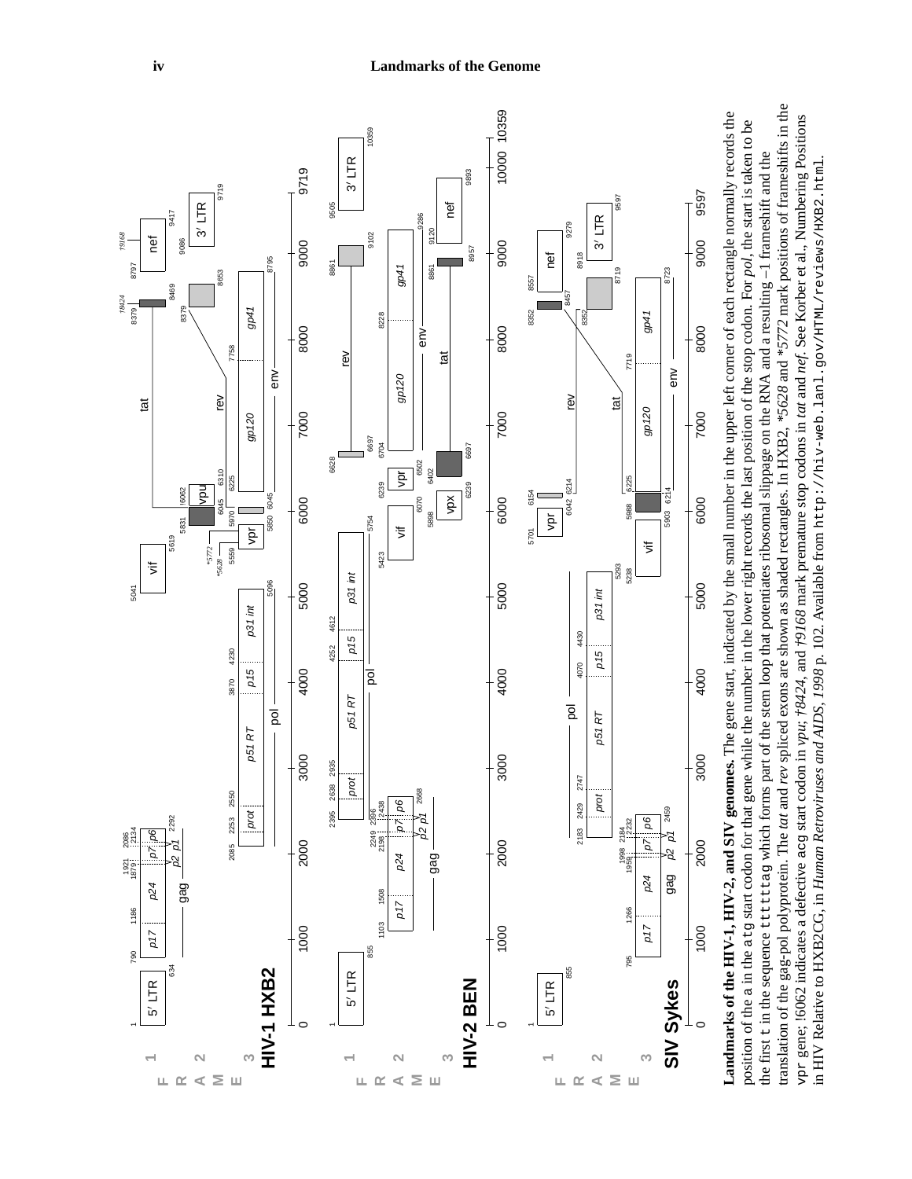**Landmarks of the HIV-1, HIV-2, and SIV genomes.** The gene start, indicated by the small number in the upper left corner of each rectangle normally records the position of the a in the `atg` start codon for that gene while the number in the lower right records the last position of the stop codon. For *pol*, the start is taken to be the first `t` in the sequence `ttttag` which forms part of the stem loop that potentiates ribosomal slippage on the RNA and a resulting −1 frameshift and the translation of the gag-pol polyprotein. The *tat* and *rev* spliced exons are shown as shaded rectangles. In HXB2, *\*5628* and *\*5772* mark positions of frameshifts in the `vpr` gene; !6062 indicates a defective `acg` start codon in *vpu*; *†8424*, and *†9168* mark premature stop codons in *tat* and *nef*. See Korber et al., Numbering Positions in HIV Relative to HXB2CG, in *Human Retroviruses and AIDS, 1998* p. 102. Available from `http://hiv-web.lanl.gov/HTML/reviews/HXB2.html`.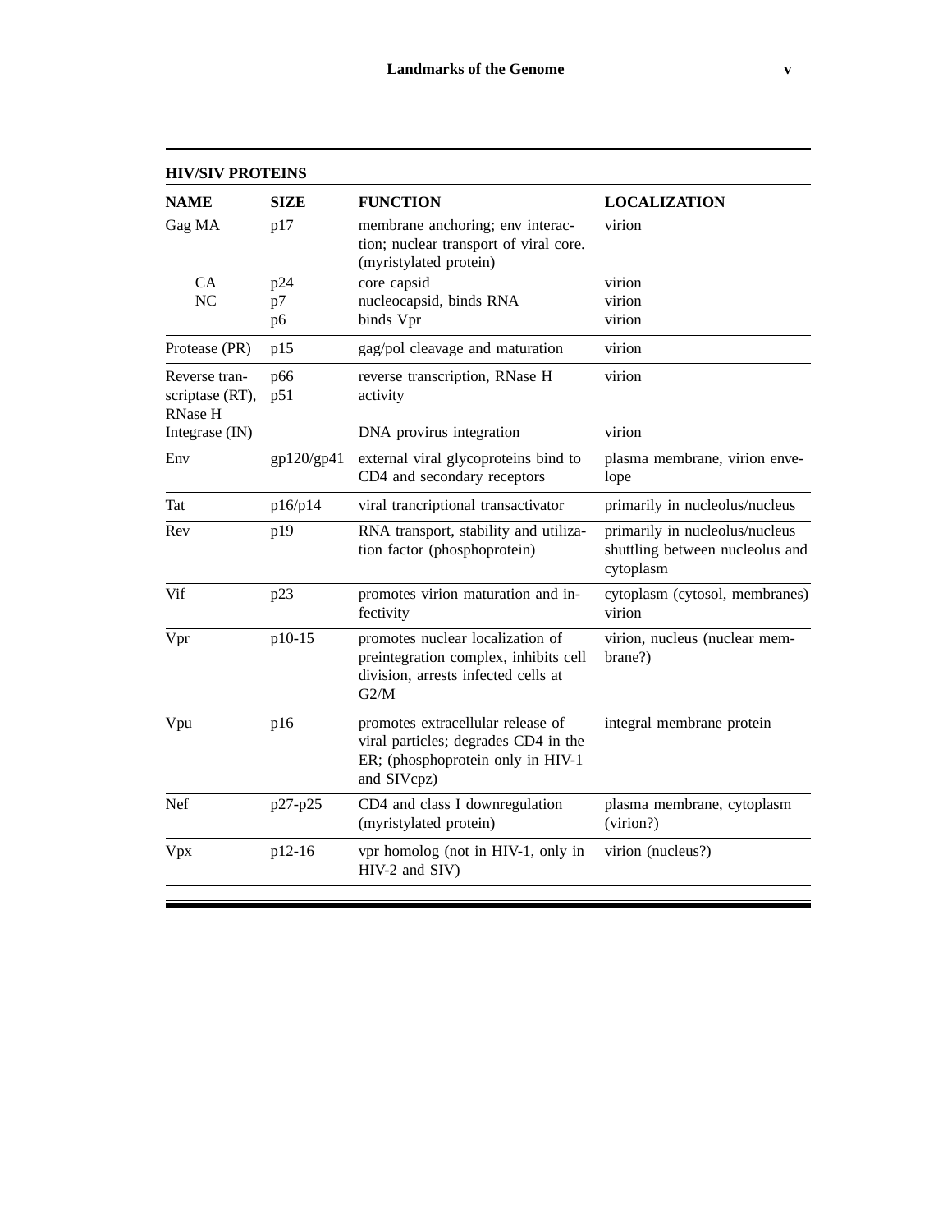## HIV/SIV PROTEINS

| NAME | SIZE | FUNCTION | LOCALIZATION |
| --- | --- | --- | --- |
| Gag MA | p17 | membrane anchoring; env interaction; nuclear transport of viral core. (myristylated protein) | virion |
| CA | p24 | core capsid | virion |
| NC | p7 | nucleocapsid, binds RNA | virion |
| | p6 | binds Vpr | virion |
| Protease (PR) | p15 | gag/pol cleavage and maturation | virion |
| Reverse transcriptase (RT), RNase H | p66 p51 | reverse transcription, RNase H activity | virion |
| Integrase (IN) | | DNA provirus integration | virion |
| Env | gp120/gp41 | external viral glycoproteins bind to CD4 and secondary receptors | plasma membrane, virion envelope |
| Tat | p16/p14 | viral trancriptional transactivator | primarily in nucleolus/nucleus |
| Rev | p19 | RNA transport, stability and utilization factor (phosphoprotein) | primarily in nucleolus/nucleus shuttling between nucleolus and cytoplasm |
| Vif | p23 | promotes virion maturation and infectivity | cytoplasm (cytosol, membranes) virion |
| Vpr | p10-15 | promotes nuclear localization of preintegration complex, inhibits cell division, arrests infected cells at G2/M | virion, nucleus (nuclear membrane?) |
| Vpu | p16 | promotes extracellular release of viral particles; degrades CD4 in the ER; (phosphoprotein only in HIV-1 and SIVcpz) | integral membrane protein |
| Nef | p27-p25 | CD4 and class I downregulation (myristylated protein) | plasma membrane, cytoplasm (virion?) |
| Vpx | p12-16 | vpr homolog (not in HIV-1, only in HIV-2 and SIV) | virion (nucleus?) |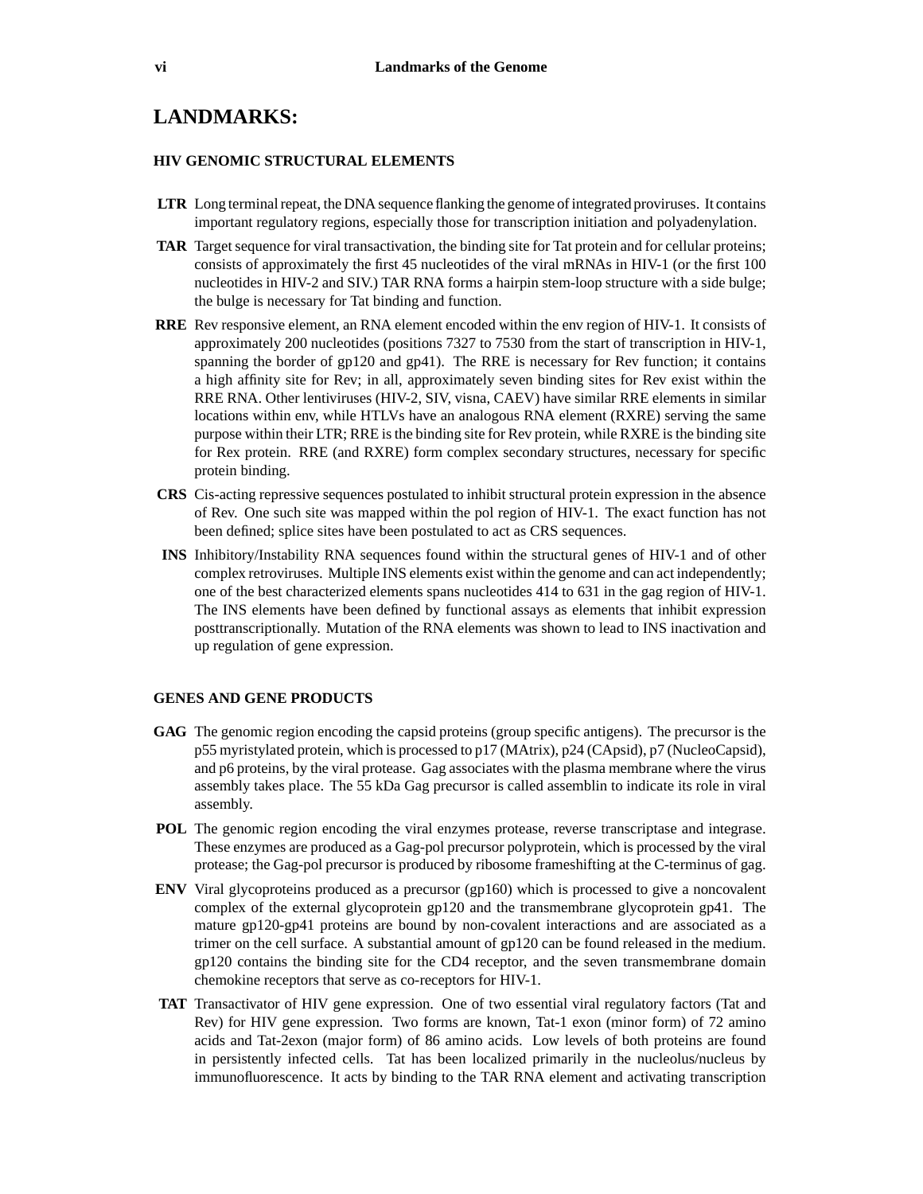# LANDMARKS:

### HIV GENOMIC STRUCTURAL ELEMENTS

**LTR** Long terminal repeat, the DNA sequence flanking the genome of integrated proviruses. It contains important regulatory regions, especially those for transcription initiation and polyadenylation.

**TAR** Target sequence for viral transactivation, the binding site for Tat protein and for cellular proteins; consists of approximately the first 45 nucleotides of the viral mRNAs in HIV-1 (or the first 100 nucleotides in HIV-2 and SIV.) TAR RNA forms a hairpin stem-loop structure with a side bulge; the bulge is necessary for Tat binding and function.

**RRE** Rev responsive element, an RNA element encoded within the env region of HIV-1. It consists of approximately 200 nucleotides (positions 7327 to 7530 from the start of transcription in HIV-1, spanning the border of gp120 and gp41). The RRE is necessary for Rev function; it contains a high affinity site for Rev; in all, approximately seven binding sites for Rev exist within the RRE RNA. Other lentiviruses (HIV-2, SIV, visna, CAEV) have similar RRE elements in similar locations within env, while HTLVs have an analogous RNA element (RXRE) serving the same purpose within their LTR; RRE is the binding site for Rev protein, while RXRE is the binding site for Rex protein. RRE (and RXRE) form complex secondary structures, necessary for specific protein binding.

**CRS** Cis-acting repressive sequences postulated to inhibit structural protein expression in the absence of Rev. One such site was mapped within the pol region of HIV-1. The exact function has not been defined; splice sites have been postulated to act as CRS sequences.

**INS** Inhibitory/Instability RNA sequences found within the structural genes of HIV-1 and of other complex retroviruses. Multiple INS elements exist within the genome and can act independently; one of the best characterized elements spans nucleotides 414 to 631 in the gag region of HIV-1. The INS elements have been defined by functional assays as elements that inhibit expression posttranscriptionally. Mutation of the RNA elements was shown to lead to INS inactivation and up regulation of gene expression.

### GENES AND GENE PRODUCTS

**GAG** The genomic region encoding the capsid proteins (group specific antigens). The precursor is the p55 myristylated protein, which is processed to p17 (MAtrix), p24 (CApsid), p7 (NucleoCapsid), and p6 proteins, by the viral protease. Gag associates with the plasma membrane where the virus assembly takes place. The 55 kDa Gag precursor is called assemblin to indicate its role in viral assembly.

**POL** The genomic region encoding the viral enzymes protease, reverse transcriptase and integrase. These enzymes are produced as a Gag-pol precursor polyprotein, which is processed by the viral protease; the Gag-pol precursor is produced by ribosome frameshifting at the C-terminus of gag.

**ENV** Viral glycoproteins produced as a precursor (gp160) which is processed to give a noncovalent complex of the external glycoprotein gp120 and the transmembrane glycoprotein gp41. The mature gp120-gp41 proteins are bound by non-covalent interactions and are associated as a trimer on the cell surface. A substantial amount of gp120 can be found released in the medium. gp120 contains the binding site for the CD4 receptor, and the seven transmembrane domain chemokine receptors that serve as co-receptors for HIV-1.

**TAT** Transactivator of HIV gene expression. One of two essential viral regulatory factors (Tat and Rev) for HIV gene expression. Two forms are known, Tat-1 exon (minor form) of 72 amino acids and Tat-2exon (major form) of 86 amino acids. Low levels of both proteins are found in persistently infected cells. Tat has been localized primarily in the nucleolus/nucleus by immunofluorescence. It acts by binding to the TAR RNA element and activating transcription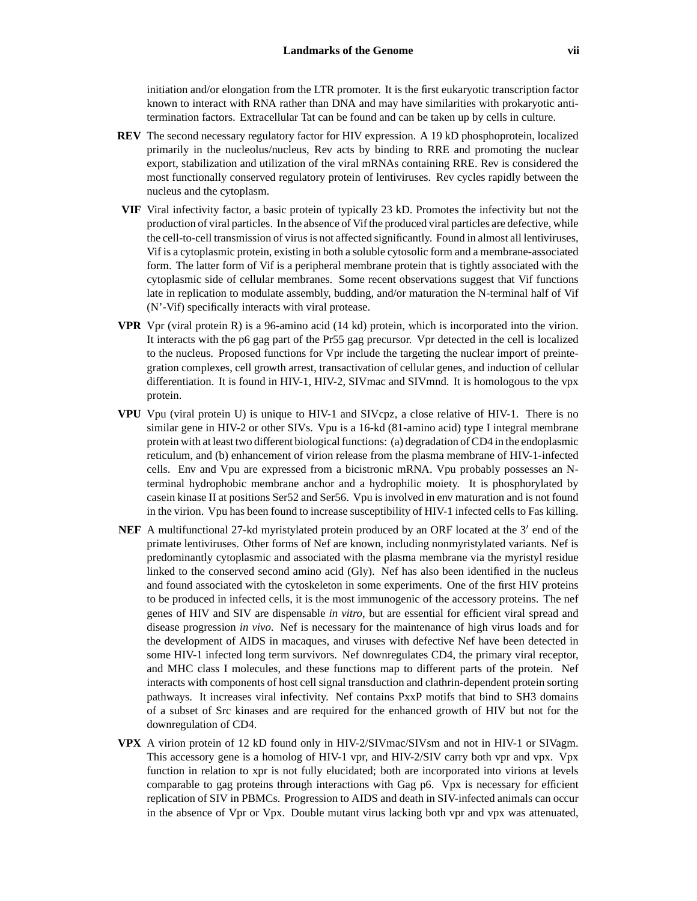initiation and/or elongation from the LTR promoter. It is the first eukaryotic transcription factor known to interact with RNA rather than DNA and may have similarities with prokaryotic anti-termination factors. Extracellular Tat can be found and can be taken up by cells in culture.

**REV** The second necessary regulatory factor for HIV expression. A 19 kD phosphoprotein, localized primarily in the nucleolus/nucleus, Rev acts by binding to RRE and promoting the nuclear export, stabilization and utilization of the viral mRNAs containing RRE. Rev is considered the most functionally conserved regulatory protein of lentiviruses. Rev cycles rapidly between the nucleus and the cytoplasm.

**VIF** Viral infectivity factor, a basic protein of typically 23 kD. Promotes the infectivity but not the production of viral particles. In the absence of Vif the produced viral particles are defective, while the cell-to-cell transmission of virus is not affected significantly. Found in almost all lentiviruses, Vif is a cytoplasmic protein, existing in both a soluble cytosolic form and a membrane-associated form. The latter form of Vif is a peripheral membrane protein that is tightly associated with the cytoplasmic side of cellular membranes. Some recent observations suggest that Vif functions late in replication to modulate assembly, budding, and/or maturation the N-terminal half of Vif (N'-Vif) specifically interacts with viral protease.

**VPR** Vpr (viral protein R) is a 96-amino acid (14 kd) protein, which is incorporated into the virion. It interacts with the p6 gag part of the Pr55 gag precursor. Vpr detected in the cell is localized to the nucleus. Proposed functions for Vpr include the targeting the nuclear import of preintegration complexes, cell growth arrest, transactivation of cellular genes, and induction of cellular differentiation. It is found in HIV-1, HIV-2, SIVmac and SIVmnd. It is homologous to the vpx protein.

**VPU** Vpu (viral protein U) is unique to HIV-1 and SIVcpz, a close relative of HIV-1. There is no similar gene in HIV-2 or other SIVs. Vpu is a 16-kd (81-amino acid) type I integral membrane protein with at least two different biological functions: (a) degradation of CD4 in the endoplasmic reticulum, and (b) enhancement of virion release from the plasma membrane of HIV-1-infected cells. Env and Vpu are expressed from a bicistronic mRNA. Vpu probably possesses an N-terminal hydrophobic membrane anchor and a hydrophilic moiety. It is phosphorylated by casein kinase II at positions Ser52 and Ser56. Vpu is involved in env maturation and is not found in the virion. Vpu has been found to increase susceptibility of HIV-1 infected cells to Fas killing.

**NEF** A multifunctional 27-kd myristylated protein produced by an ORF located at the $3'$ end of the primate lentiviruses. Other forms of Nef are known, including nonmyristylated variants. Nef is predominantly cytoplasmic and associated with the plasma membrane via the myristyl residue linked to the conserved second amino acid (Gly). Nef has also been identified in the nucleus and found associated with the cytoskeleton in some experiments. One of the first HIV proteins to be produced in infected cells, it is the most immunogenic of the accessory proteins. The nef genes of HIV and SIV are dispensable *in vitro*, but are essential for efficient viral spread and disease progression *in vivo*. Nef is necessary for the maintenance of high virus loads and for the development of AIDS in macaques, and viruses with defective Nef have been detected in some HIV-1 infected long term survivors. Nef downregulates CD4, the primary viral receptor, and MHC class I molecules, and these functions map to different parts of the protein. Nef interacts with components of host cell signal transduction and clathrin-dependent protein sorting pathways. It increases viral infectivity. Nef contains PxxP motifs that bind to SH3 domains of a subset of Src kinases and are required for the enhanced growth of HIV but not for the downregulation of CD4.

**VPX** A virion protein of 12 kD found only in HIV-2/SIVmac/SIVsm and not in HIV-1 or SIVagm. This accessory gene is a homolog of HIV-1 vpr, and HIV-2/SIV carry both vpr and vpx. Vpx function in relation to xpr is not fully elucidated; both are incorporated into virions at levels comparable to gag proteins through interactions with Gag p6. Vpx is necessary for efficient replication of SIV in PBMCs. Progression to AIDS and death in SIV-infected animals can occur in the absence of Vpr or Vpx. Double mutant virus lacking both vpr and vpx was attenuated,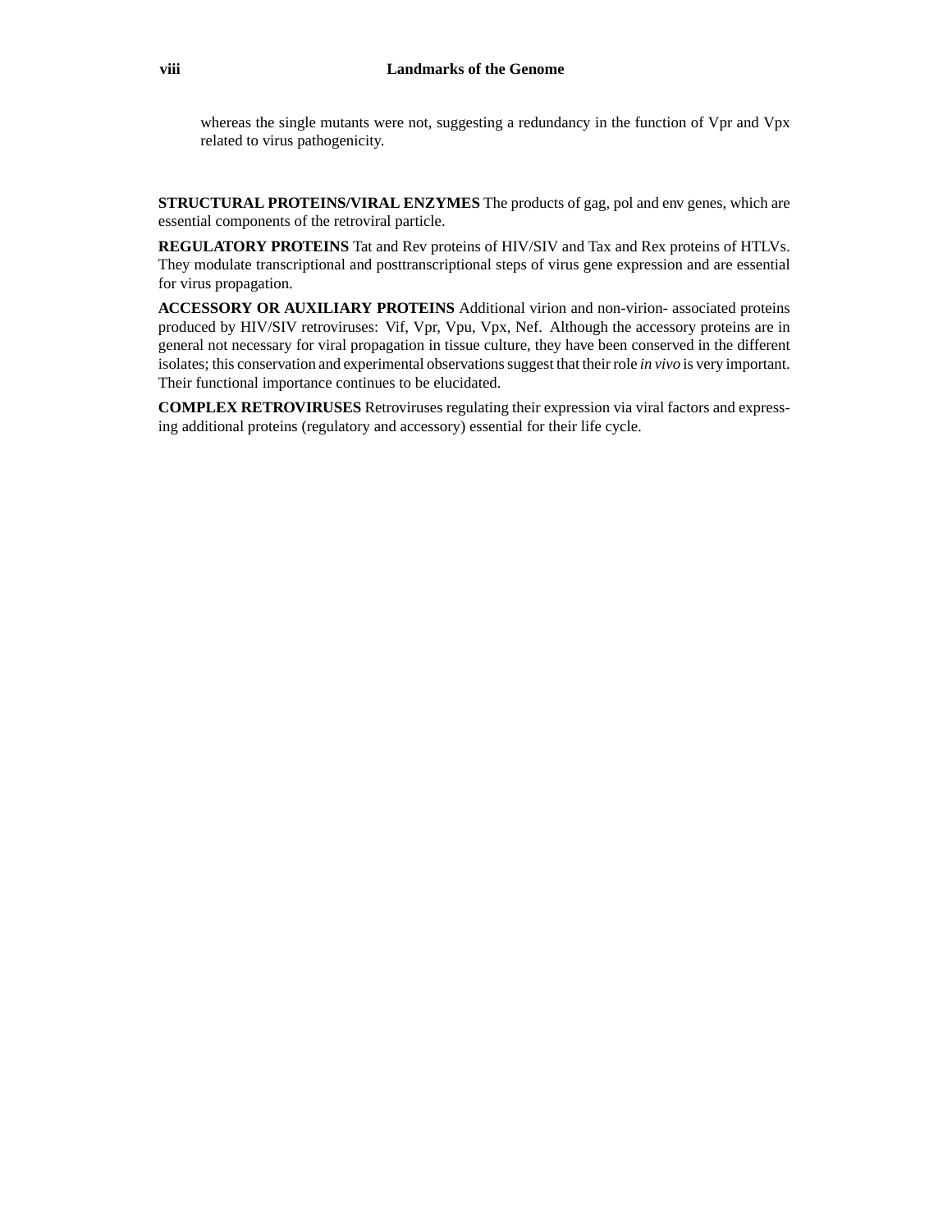whereas the single mutants were not, suggesting a redundancy in the function of Vpr and Vpx related to virus pathogenicity.

**STRUCTURAL PROTEINS/VIRAL ENZYMES** The products of gag, pol and env genes, which are essential components of the retroviral particle.

**REGULATORY PROTEINS** Tat and Rev proteins of HIV/SIV and Tax and Rex proteins of HTLVs. They modulate transcriptional and posttranscriptional steps of virus gene expression and are essential for virus propagation.

**ACCESSORY OR AUXILIARY PROTEINS** Additional virion and non-virion- associated proteins produced by HIV/SIV retroviruses: Vif, Vpr, Vpu, Vpx, Nef. Although the accessory proteins are in general not necessary for viral propagation in tissue culture, they have been conserved in the different isolates; this conservation and experimental observations suggest that their role *in vivo* is very important. Their functional importance continues to be elucidated.

**COMPLEX RETROVIRUSES** Retroviruses regulating their expression via viral factors and expressing additional proteins (regulatory and accessory) essential for their life cycle.